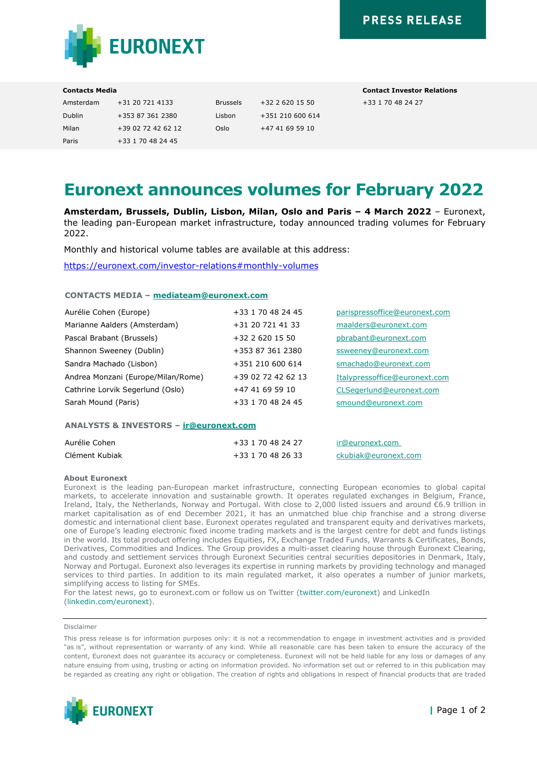PRESS RELEASE

| **Contacts Media** | | | | **Contact Investor Relations** |
|---|---|---|---|---|
| Amsterdam | +31 20 721 4133 | Brussels | +32 2 620 15 50 | +33 1 70 48 24 27 |
| Dublin | +353 87 361 2380 | Lisbon | +351 210 600 614 | |
| Milan | +39 02 72 42 62 12 | Oslo | +47 41 69 59 10 | |
| Paris | +33 1 70 48 24 45 | | | |

# Euronext announces volumes for February 2022

**Amsterdam, Brussels, Dublin, Lisbon, Milan, Oslo and Paris – 4 March 2022** – Euronext, the leading pan-European market infrastructure, today announced trading volumes for February 2022.

Monthly and historical volume tables are available at this address:

https://euronext.com/investor-relations#monthly-volumes

**CONTACTS MEDIA – mediateam@euronext.com**

| | | |
|---|---|---|
| Aurélie Cohen (Europe) | +33 1 70 48 24 45 | parispressoffice@euronext.com |
| Marianne Aalders (Amsterdam) | +31 20 721 41 33 | maalders@euronext.com |
| Pascal Brabant (Brussels) | +32 2 620 15 50 | pbrabant@euronext.com |
| Shannon Sweeney (Dublin) | +353 87 361 2380 | ssweeney@euronext.com |
| Sandra Machado (Lisbon) | +351 210 600 614 | smachado@euronext.com |
| Andrea Monzani (Europe/Milan/Rome) | +39 02 72 42 62 13 | Italypressoffice@euronext.com |
| Cathrine Lorvik Segerlund (Oslo) | +47 41 69 59 10 | CLSegerlund@euronext.com |
| Sarah Mound (Paris) | +33 1 70 48 24 45 | smound@euronext.com |

**ANALYSTS & INVESTORS – ir@euronext.com**

| | | |
|---|---|---|
| Aurélie Cohen | +33 1 70 48 24 27 | ir@euronext.com |
| Clément Kubiak | +33 1 70 48 26 33 | ckubiak@euronext.com |

**About Euronext**

Euronext is the leading pan-European market infrastructure, connecting European economies to global capital markets, to accelerate innovation and sustainable growth. It operates regulated exchanges in Belgium, France, Ireland, Italy, the Netherlands, Norway and Portugal. With close to 2,000 listed issuers and around €6.9 trillion in market capitalisation as of end December 2021, it has an unmatched blue chip franchise and a strong diverse domestic and international client base. Euronext operates regulated and transparent equity and derivatives markets, one of Europe's leading electronic fixed income trading markets and is the largest centre for debt and funds listings in the world. Its total product offering includes Equities, FX, Exchange Traded Funds, Warrants & Certificates, Bonds, Derivatives, Commodities and Indices. The Group provides a multi-asset clearing house through Euronext Clearing, and custody and settlement services through Euronext Securities central securities depositories in Denmark, Italy, Norway and Portugal. Euronext also leverages its expertise in running markets by providing technology and managed services to third parties. In addition to its main regulated market, it also operates a number of junior markets, simplifying access to listing for SMEs.

For the latest news, go to euronext.com or follow us on Twitter (twitter.com/euronext) and LinkedIn (linkedin.com/euronext).

---

Disclaimer

This press release is for information purposes only: it is not a recommendation to engage in investment activities and is provided "as is", without representation or warranty of any kind. While all reasonable care has been taken to ensure the accuracy of the content, Euronext does not guarantee its accuracy or completeness. Euronext will not be held liable for any loss or damages of any nature ensuing from using, trusting or acting on information provided. No information set out or referred to in this publication may be regarded as creating any right or obligation. The creation of rights and obligations in respect of financial products that are traded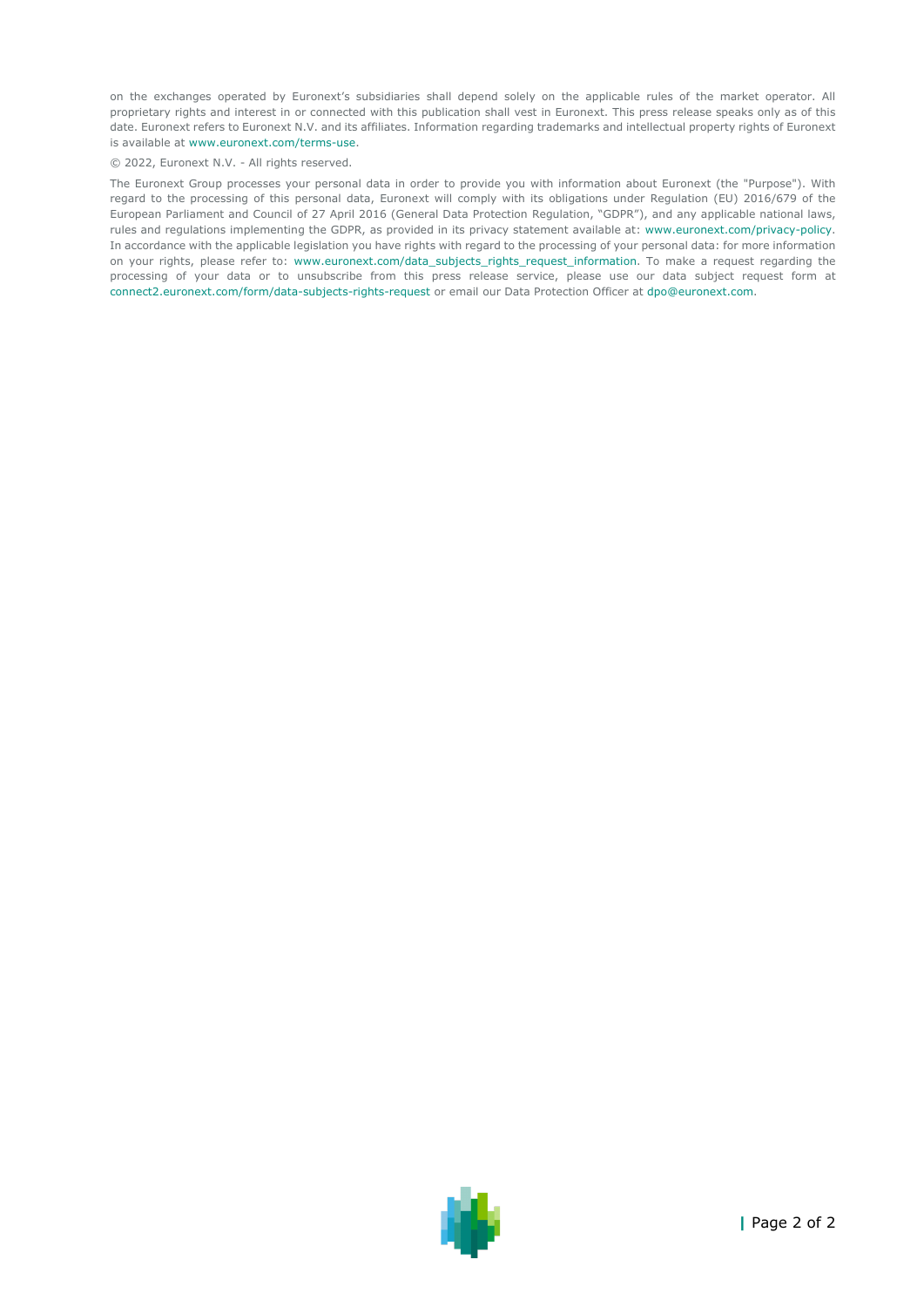on the exchanges operated by Euronext's subsidiaries shall depend solely on the applicable rules of the market operator. All proprietary rights and interest in or connected with this publication shall vest in Euronext. This press release speaks only as of this date. Euronext refers to Euronext N.V. and its affiliates. Information regarding trademarks and intellectual property rights of Euronext is available at www.euronext.com/terms-use.

© 2022, Euronext N.V. - All rights reserved.

The Euronext Group processes your personal data in order to provide you with information about Euronext (the "Purpose"). With regard to the processing of this personal data, Euronext will comply with its obligations under Regulation (EU) 2016/679 of the European Parliament and Council of 27 April 2016 (General Data Protection Regulation, "GDPR"), and any applicable national laws, rules and regulations implementing the GDPR, as provided in its privacy statement available at: www.euronext.com/privacy-policy. In accordance with the applicable legislation you have rights with regard to the processing of your personal data: for more information on your rights, please refer to: www.euronext.com/data_subjects_rights_request_information. To make a request regarding the processing of your data or to unsubscribe from this press release service, please use our data subject request form at connect2.euronext.com/form/data-subjects-rights-request or email our Data Protection Officer at dpo@euronext.com.